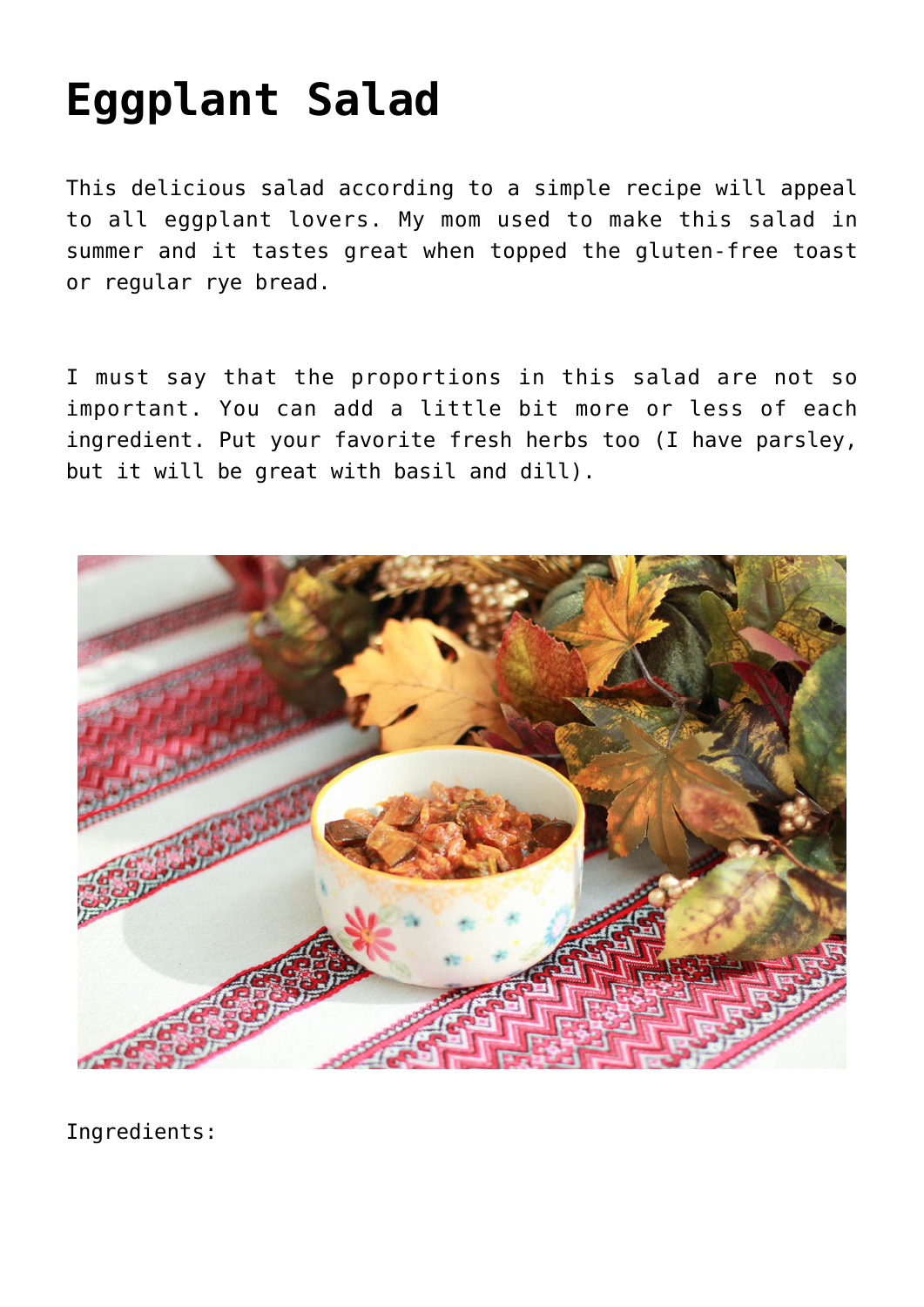# Eggplant Salad

This delicious salad according to a simple recipe will appeal to all eggplant lovers. My mom used to make this salad in summer and it tastes great when topped the gluten-free toast or regular rye bread.

I must say that the proportions in this salad are not so important. You can add a little bit more or less of each ingredient. Put your favorite fresh herbs too (I have parsley, but it will be great with basil and dill).

Ingredients: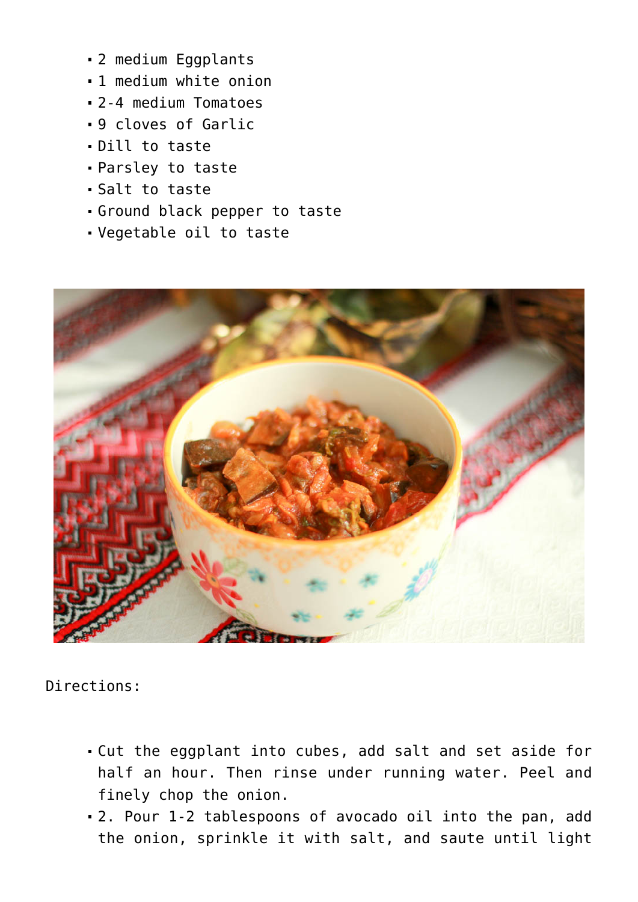- 2 medium Eggplants
- 1 medium white onion
- 2-4 medium Tomatoes
- 9 cloves of Garlic
- Dill to taste
- Parsley to taste
- Salt to taste
- Ground black pepper to taste
- Vegetable oil to taste

Directions:

- Cut the eggplant into cubes, add salt and set aside for half an hour. Then rinse under running water. Peel and finely chop the onion.
- 2. Pour 1-2 tablespoons of avocado oil into the pan, add the onion, sprinkle it with salt, and saute until light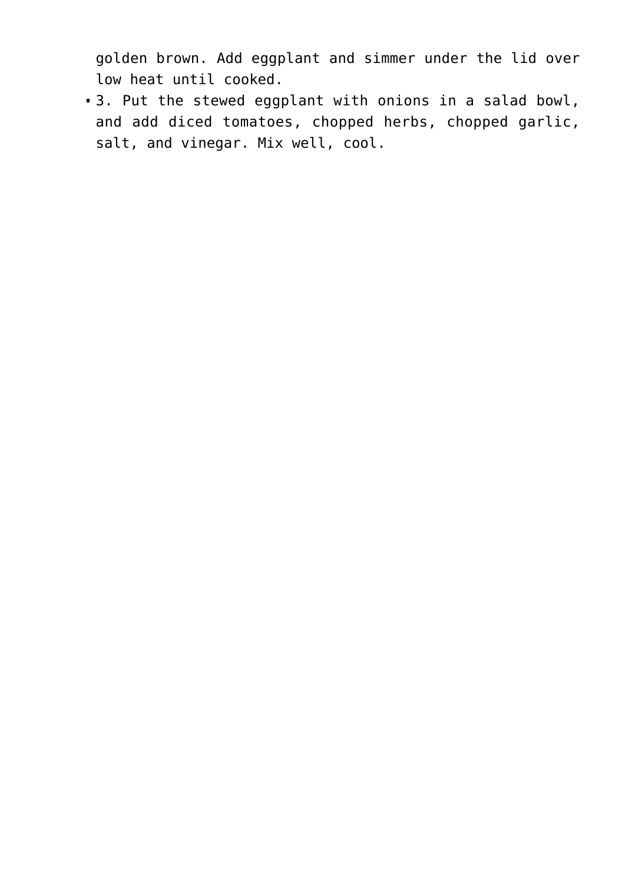golden brown. Add eggplant and simmer under the lid over low heat until cooked.

- 3. Put the stewed eggplant with onions in a salad bowl, and add diced tomatoes, chopped herbs, chopped garlic, salt, and vinegar. Mix well, cool.